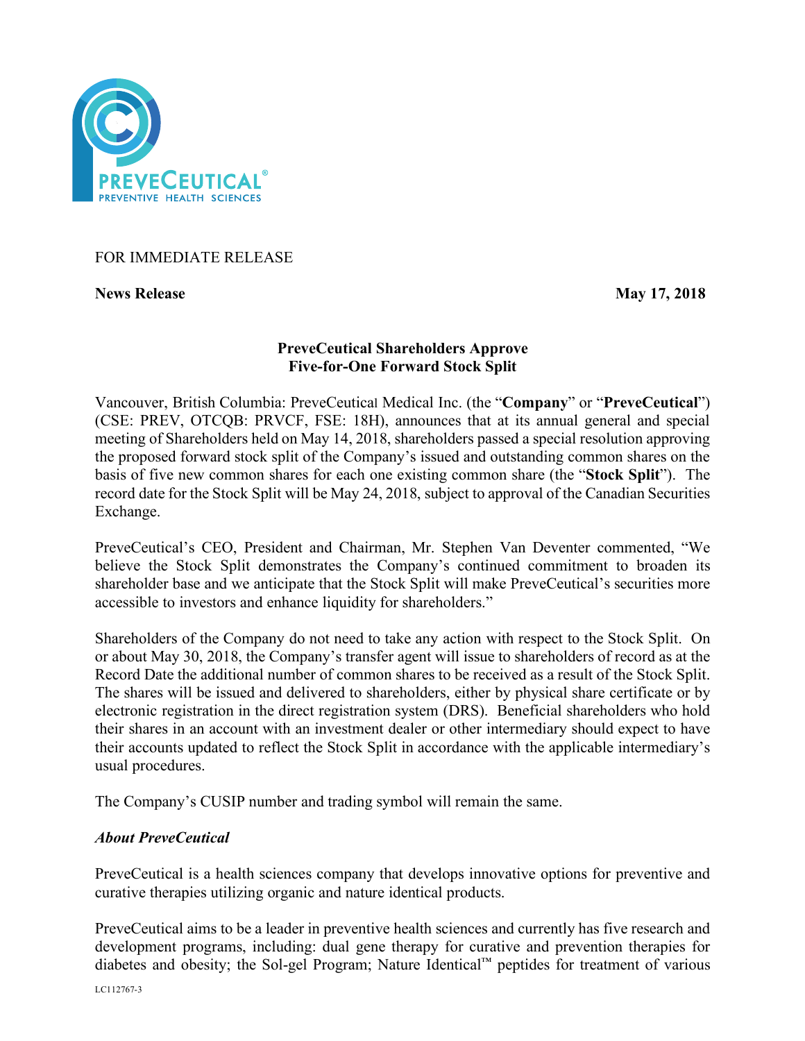FOR IMMEDIATE RELEASE

**News Release** **May 17, 2018**

## PreveCeutical Shareholders Approve Five-for-One Forward Stock Split

Vancouver, British Columbia: PreveCeutical Medical Inc. (the "**Company**" or "**PreveCeutical**") (CSE: PREV, OTCQB: PRVCF, FSE: 18H), announces that at its annual general and special meeting of Shareholders held on May 14, 2018, shareholders passed a special resolution approving the proposed forward stock split of the Company's issued and outstanding common shares on the basis of five new common shares for each one existing common share (the "**Stock Split**"). The record date for the Stock Split will be May 24, 2018, subject to approval of the Canadian Securities Exchange.

PreveCeutical's CEO, President and Chairman, Mr. Stephen Van Deventer commented, "We believe the Stock Split demonstrates the Company's continued commitment to broaden its shareholder base and we anticipate that the Stock Split will make PreveCeutical's securities more accessible to investors and enhance liquidity for shareholders."

Shareholders of the Company do not need to take any action with respect to the Stock Split. On or about May 30, 2018, the Company's transfer agent will issue to shareholders of record as at the Record Date the additional number of common shares to be received as a result of the Stock Split. The shares will be issued and delivered to shareholders, either by physical share certificate or by electronic registration in the direct registration system (DRS). Beneficial shareholders who hold their shares in an account with an investment dealer or other intermediary should expect to have their accounts updated to reflect the Stock Split in accordance with the applicable intermediary's usual procedures.

The Company's CUSIP number and trading symbol will remain the same.

### *About PreveCeutical*

PreveCeutical is a health sciences company that develops innovative options for preventive and curative therapies utilizing organic and nature identical products.

PreveCeutical aims to be a leader in preventive health sciences and currently has five research and development programs, including: dual gene therapy for curative and prevention therapies for diabetes and obesity; the Sol-gel Program; Nature Identical™ peptides for treatment of various

LC112767-3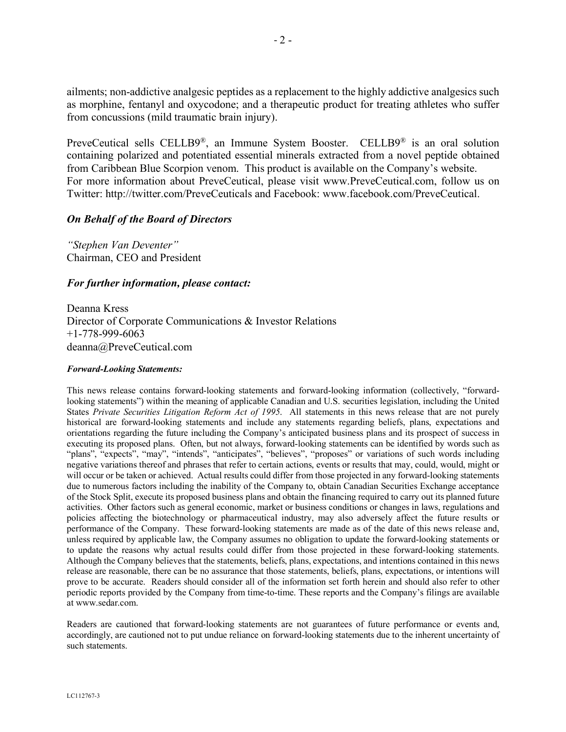ailments; non-addictive analgesic peptides as a replacement to the highly addictive analgesics such as morphine, fentanyl and oxycodone; and a therapeutic product for treating athletes who suffer from concussions (mild traumatic brain injury).

PreveCeutical sells CELLB9®, an Immune System Booster. CELLB9® is an oral solution containing polarized and potentiated essential minerals extracted from a novel peptide obtained from Caribbean Blue Scorpion venom. This product is available on the Company's website. For more information about PreveCeutical, please visit www.PreveCeutical.com, follow us on Twitter: http://twitter.com/PreveCeuticals and Facebook: www.facebook.com/PreveCeutical.

### *On Behalf of the Board of Directors*

*"Stephen Van Deventer"*
Chairman, CEO and President

### *For further information, please contact:*

Deanna Kress
Director of Corporate Communications & Investor Relations
+1-778-999-6063
deanna@PreveCeutical.com

#### *Forward-Looking Statements:*

This news release contains forward-looking statements and forward-looking information (collectively, "forward-looking statements") within the meaning of applicable Canadian and U.S. securities legislation, including the United States *Private Securities Litigation Reform Act of 1995*. All statements in this news release that are not purely historical are forward-looking statements and include any statements regarding beliefs, plans, expectations and orientations regarding the future including the Company's anticipated business plans and its prospect of success in executing its proposed plans. Often, but not always, forward-looking statements can be identified by words such as "plans", "expects", "may", "intends", "anticipates", "believes", "proposes" or variations of such words including negative variations thereof and phrases that refer to certain actions, events or results that may, could, would, might or will occur or be taken or achieved. Actual results could differ from those projected in any forward-looking statements due to numerous factors including the inability of the Company to, obtain Canadian Securities Exchange acceptance of the Stock Split, execute its proposed business plans and obtain the financing required to carry out its planned future activities. Other factors such as general economic, market or business conditions or changes in laws, regulations and policies affecting the biotechnology or pharmaceutical industry, may also adversely affect the future results or performance of the Company. These forward-looking statements are made as of the date of this news release and, unless required by applicable law, the Company assumes no obligation to update the forward-looking statements or to update the reasons why actual results could differ from those projected in these forward-looking statements. Although the Company believes that the statements, beliefs, plans, expectations, and intentions contained in this news release are reasonable, there can be no assurance that those statements, beliefs, plans, expectations, or intentions will prove to be accurate. Readers should consider all of the information set forth herein and should also refer to other periodic reports provided by the Company from time-to-time. These reports and the Company's filings are available at www.sedar.com.

Readers are cautioned that forward-looking statements are not guarantees of future performance or events and, accordingly, are cautioned not to put undue reliance on forward-looking statements due to the inherent uncertainty of such statements.

LC112767-3